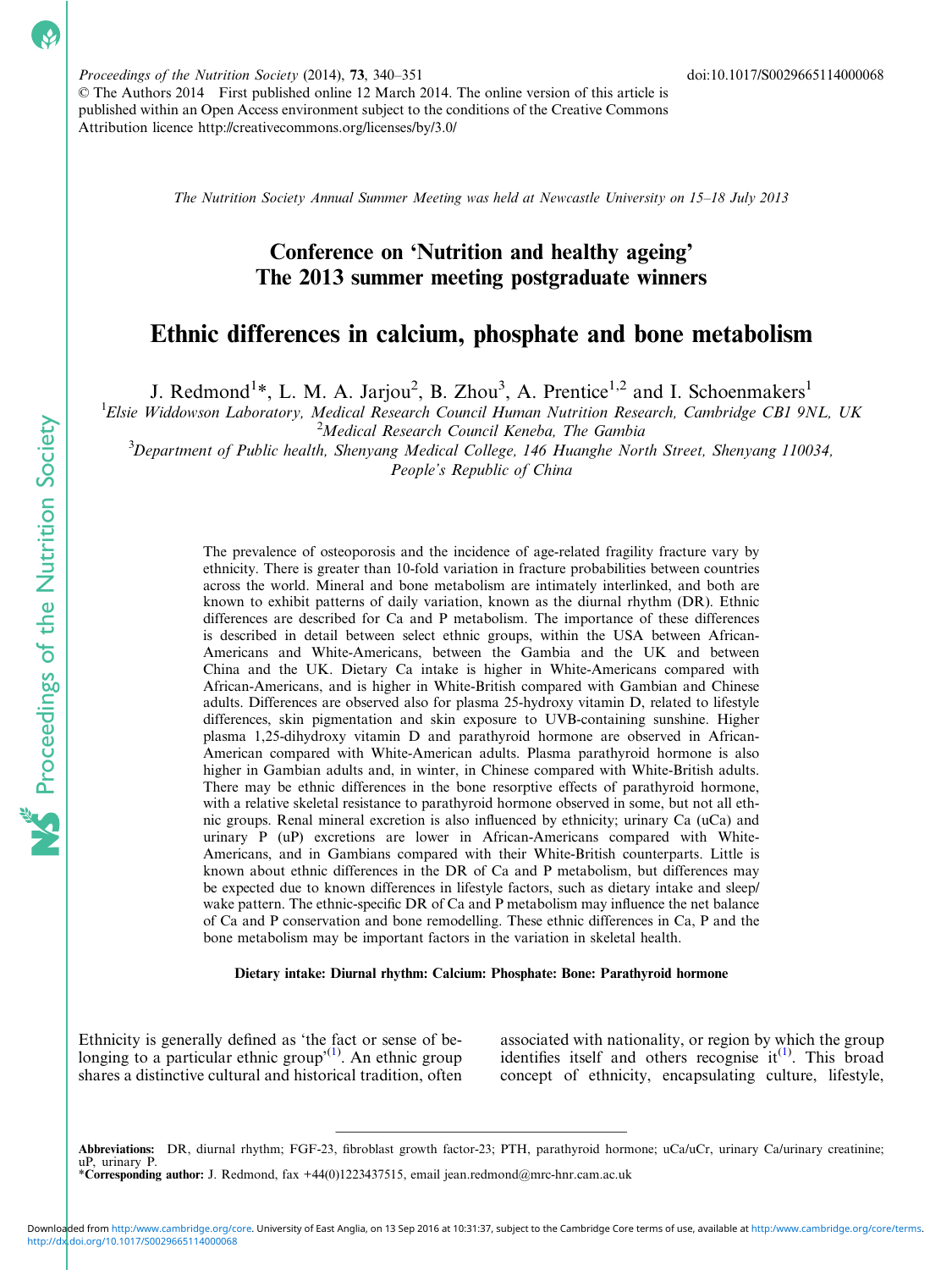Proceedings of the Nutrition Society (2014), 73, 340–351 doi:10.1017/S0029665114000068
© The Authors 2014 First published online 12 March 2014. The online version of this article is published within an Open Access environment subject to the conditions of the Creative Commons Attribution licence http://creativecommons.org/licenses/by/3.0/

*The Nutrition Society Annual Summer Meeting was held at Newcastle University on 15–18 July 2013*

## Conference on 'Nutrition and healthy ageing'
## The 2013 summer meeting postgraduate winners

# Ethnic differences in calcium, phosphate and bone metabolism

J. Redmond[1]*, L. M. A. Jarjou[2], B. Zhou[3], A. Prentice[1,2] and I. Schoenmakers[1]

[1]*Elsie Widdowson Laboratory, Medical Research Council Human Nutrition Research, Cambridge CB1 9NL, UK*
[2]*Medical Research Council Keneba, The Gambia*
[3]*Department of Public health, Shenyang Medical College, 146 Huanghe North Street, Shenyang 110034, People's Republic of China*

The prevalence of osteoporosis and the incidence of age-related fragility fracture vary by ethnicity. There is greater than 10-fold variation in fracture probabilities between countries across the world. Mineral and bone metabolism are intimately interlinked, and both are known to exhibit patterns of daily variation, known as the diurnal rhythm (DR). Ethnic differences are described for Ca and P metabolism. The importance of these differences is described in detail between select ethnic groups, within the USA between African-Americans and White-Americans, between the Gambia and the UK and between China and the UK. Dietary Ca intake is higher in White-Americans compared with African-Americans, and is higher in White-British compared with Gambian and Chinese adults. Differences are observed also for plasma 25-hydroxy vitamin D, related to lifestyle differences, skin pigmentation and skin exposure to UVB-containing sunshine. Higher plasma 1,25-dihydroxy vitamin D and parathyroid hormone are observed in African-American compared with White-American adults. Plasma parathyroid hormone is also higher in Gambian adults and, in winter, in Chinese compared with White-British adults. There may be ethnic differences in the bone resorptive effects of parathyroid hormone, with a relative skeletal resistance to parathyroid hormone observed in some, but not all ethnic groups. Renal mineral excretion is also influenced by ethnicity; urinary Ca (uCa) and urinary P (uP) excretions are lower in African-Americans compared with White-Americans, and in Gambians compared with their White-British counterparts. Little is known about ethnic differences in the DR of Ca and P metabolism, but differences may be expected due to known differences in lifestyle factors, such as dietary intake and sleep/wake pattern. The ethnic-specific DR of Ca and P metabolism may influence the net balance of Ca and P conservation and bone remodelling. These ethnic differences in Ca, P and the bone metabolism may be important factors in the variation in skeletal health.

**Dietary intake: Diurnal rhythm: Calcium: Phosphate: Bone: Parathyroid hormone**

Ethnicity is generally defined as 'the fact or sense of belonging to a particular ethnic group'[1]. An ethnic group shares a distinctive cultural and historical tradition, often associated with nationality, or region by which the group identifies itself and others recognise it[1]. This broad concept of ethnicity, encapsulating culture, lifestyle,

**Abbreviations:** DR, diurnal rhythm; FGF-23, fibroblast growth factor-23; PTH, parathyroid hormone; uCa/uCr, urinary Ca/urinary creatinine; uP, urinary P.
***Corresponding author:** J. Redmond, fax +44(0)1223437515, email jean.redmond@mrc-hnr.cam.ac.uk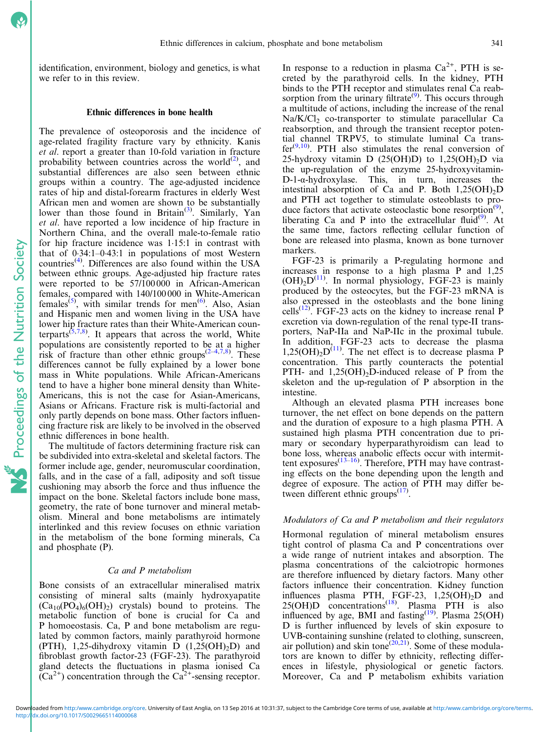identification, environment, biology and genetics, is what we refer to in this review.

## Ethnic differences in bone health

The prevalence of osteoporosis and the incidence of age-related fragility fracture vary by ethnicity. Kanis *et al.* report a greater than 10-fold variation in fracture probability between countries across the world[2], and substantial differences are also seen between ethnic groups within a country. The age-adjusted incidence rates of hip and distal-forearm fractures in elderly West African men and women are shown to be substantially lower than those found in Britain[3]. Similarly, Yan *et al.* have reported a low incidence of hip fracture in Northern China, and the overall male-to-female ratio for hip fracture incidence was 1·15:1 in contrast with that of 0·34:1–0·43:1 in populations of most Western countries[4]. Differences are also found within the USA between ethnic groups. Age-adjusted hip fracture rates were reported to be 57/100 000 in African-American females, compared with 140/100 000 in White-American females[5], with similar trends for men[6]. Also, Asian and Hispanic men and women living in the USA have lower hip fracture rates than their White-American counterparts[5,7,8]. It appears that across the world, White populations are consistently reported to be at a higher risk of fracture than other ethnic groups[2–4,7,8]. These differences cannot be fully explained by a lower bone mass in White populations. While African-Americans tend to have a higher bone mineral density than White-Americans, this is not the case for Asian-Americans, Asians or Africans. Fracture risk is multi-factorial and only partly depends on bone mass. Other factors influencing fracture risk are likely to be involved in the observed ethnic differences in bone health.

The multitude of factors determining fracture risk can be subdivided into extra-skeletal and skeletal factors. The former include age, gender, neuromuscular coordination, falls, and in the case of a fall, adiposity and soft tissue cushioning may absorb the force and thus influence the impact on the bone. Skeletal factors include bone mass, geometry, the rate of bone turnover and mineral metabolism. Mineral and bone metabolisms are intimately interlinked and this review focuses on ethnic variation in the metabolism of the bone forming minerals, Ca and phosphate (P).

### *Ca and P metabolism*

Bone consists of an extracellular mineralised matrix consisting of mineral salts (mainly hydroxyapatite ($Ca_{10}(PO_4)_6(OH)_2$) crystals) bound to proteins. The metabolic function of bone is crucial for Ca and P homoeostasis. Ca, P and bone metabolism are regulated by common factors, mainly parathyroid hormone (PTH), 1,25-dihydroxy vitamin D ($1,25(OH)_2D$) and fibroblast growth factor-23 (FGF-23). The parathyroid gland detects the fluctuations in plasma ionised Ca ($Ca^{2+}$) concentration through the $Ca^{2+}$-sensing receptor. In response to a reduction in plasma $Ca^{2+}$, PTH is secreted by the parathyroid cells. In the kidney, PTH binds to the PTH receptor and stimulates renal Ca reabsorption from the urinary filtrate[9]. This occurs through a multitude of actions, including the increase of the renal $Na/K/Cl_2$ co-transporter to stimulate paracellular Ca reabsorption, and through the transient receptor potential channel TRPV5, to stimulate luminal Ca transfer[9,10]. PTH also stimulates the renal conversion of 25-hydroxy vitamin D (25(OH)D) to $1,25(OH)_2D$ via the up-regulation of the enzyme 25-hydroxyvitamin-D-1-α-hydroxylase. This, in turn, increases the intestinal absorption of Ca and P. Both $1,25(OH)_2D$ and PTH act together to stimulate osteoblasts to produce factors that activate osteoclastic bone resorption[9], liberating Ca and P into the extracellular fluid[9]. At the same time, factors reflecting cellular function of bone are released into plasma, known as bone turnover markers.

FGF-23 is primarily a P-regulating hormone and increases in response to a high plasma P and $1,25(OH)_2D$[11]. In normal physiology, FGF-23 is mainly produced by the osteocytes, but the FGF-23 mRNA is also expressed in the osteoblasts and the bone lining cells[12]. FGF-23 acts on the kidney to increase renal P excretion via down-regulation of the renal type-II transporters, NaP-IIa and NaP-IIc in the proximal tubule. In addition, FGF-23 acts to decrease the plasma $1,25(OH)_2D$[11]. The net effect is to decrease plasma P concentration. This partly counteracts the potential PTH- and $1,25(OH)_2D$-induced release of P from the skeleton and the up-regulation of P absorption in the intestine.

Although an elevated plasma PTH increases bone turnover, the net effect on bone depends on the pattern and the duration of exposure to a high plasma PTH. A sustained high plasma PTH concentration due to primary or secondary hyperparathyroidism can lead to bone loss, whereas anabolic effects occur with intermittent exposures[13–16]. Therefore, PTH may have contrasting effects on the bone depending upon the length and degree of exposure. The action of PTH may differ between different ethnic groups[17].

### *Modulators of Ca and P metabolism and their regulators*

Hormonal regulation of mineral metabolism ensures tight control of plasma Ca and P concentrations over a wide range of nutrient intakes and absorption. The plasma concentrations of the calciotropic hormones are therefore influenced by dietary factors. Many other factors influence their concentration. Kidney function influences plasma PTH, FGF-23, $1,25(OH)_2D$ and 25(OH)D concentrations[18]. Plasma PTH is also influenced by age, BMI and fasting[19]. Plasma 25(OH)D is further influenced by levels of skin exposure to UVB-containing sunshine (related to clothing, sunscreen, air pollution) and skin tone[20,21]. Some of these modulators are known to differ by ethnicity, reflecting differences in lifestyle, physiological or genetic factors. Moreover, Ca and P metabolism exhibits variation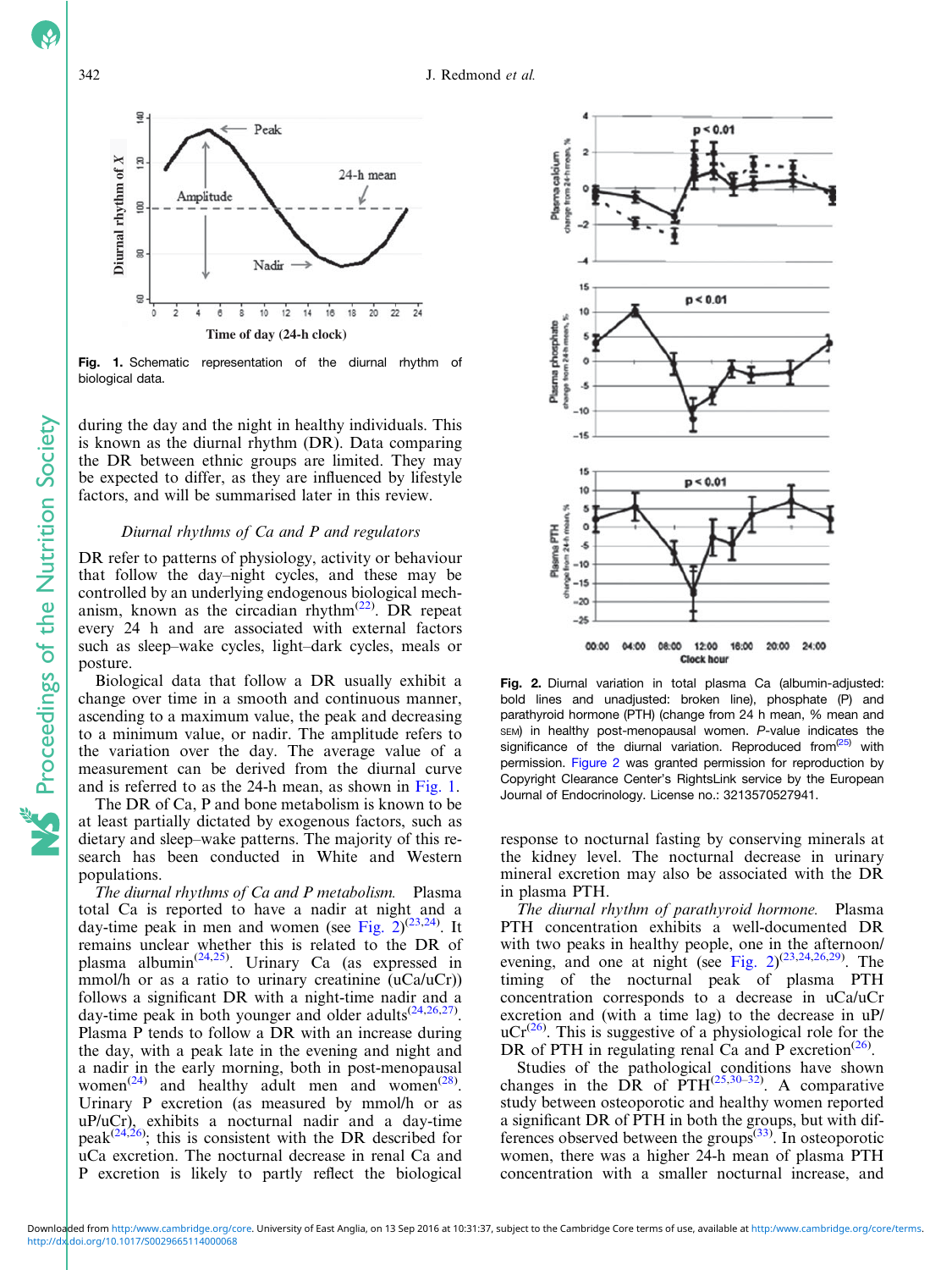Fig. 1. Schematic representation of the diurnal rhythm of biological data.

during the day and the night in healthy individuals. This is known as the diurnal rhythm (DR). Data comparing the DR between ethnic groups are limited. They may be expected to differ, as they are influenced by lifestyle factors, and will be summarised later in this review.

### *Diurnal rhythms of Ca and P and regulators*

DR refer to patterns of physiology, activity or behaviour that follow the day–night cycles, and these may be controlled by an underlying endogenous biological mechanism, known as the circadian rhythm[22]. DR repeat every 24 h and are associated with external factors such as sleep–wake cycles, light–dark cycles, meals or posture.

Biological data that follow a DR usually exhibit a change over time in a smooth and continuous manner, ascending to a maximum value, the peak and decreasing to a minimum value, or nadir. The amplitude refers to the variation over the day. The average value of a measurement can be derived from the diurnal curve and is referred to as the 24-h mean, as shown in Fig. 1.

The DR of Ca, P and bone metabolism is known to be at least partially dictated by exogenous factors, such as dietary and sleep–wake patterns. The majority of this research has been conducted in White and Western populations.

*The diurnal rhythms of Ca and P metabolism.* Plasma total Ca is reported to have a nadir at night and a day-time peak in men and women (see Fig. 2)[23,24]. It remains unclear whether this is related to the DR of plasma albumin[24,25]. Urinary Ca (as expressed in mmol/h or as a ratio to urinary creatinine (uCa/uCr)) follows a significant DR with a night-time nadir and a day-time peak in both younger and older adults[24,26,27]. Plasma P tends to follow a DR with an increase during the day, with a peak late in the evening and night and a nadir in the early morning, both in post-menopausal women[24] and healthy adult men and women[28]. Urinary P excretion (as measured by mmol/h or as uP/uCr), exhibits a nocturnal nadir and a day-time peak[24,26]; this is consistent with the DR described for uCa excretion. The nocturnal decrease in renal Ca and P excretion is likely to partly reflect the biological response to nocturnal fasting by conserving minerals at the kidney level. The nocturnal decrease in urinary mineral excretion may also be associated with the DR in plasma PTH.

Fig. 2. Diurnal variation in total plasma Ca (albumin-adjusted: bold lines and unadjusted: broken line), phosphate (P) and parathyroid hormone (PTH) (change from 24 h mean, % mean and SEM) in healthy post-menopausal women. *P*-value indicates the significance of the diurnal variation. Reproduced from[25] with permission. Figure 2 was granted permission for reproduction by Copyright Clearance Center's RightsLink service by the European Journal of Endocrinology. License no.: 3213570527941.

*The diurnal rhythm of parathyroid hormone.* Plasma PTH concentration exhibits a well-documented DR with two peaks in healthy people, one in the afternoon/evening, and one at night (see Fig. 2)[23,24,26,29]. The timing of the nocturnal peak of plasma PTH concentration corresponds to a decrease in uCa/uCr excretion and (with a time lag) to the decrease in uP/uCr[26]. This is suggestive of a physiological role for the DR of PTH in regulating renal Ca and P excretion[26].

Studies of the pathological conditions have shown changes in the DR of PTH[25,30–32]. A comparative study between osteoporotic and healthy women reported a significant DR of PTH in both the groups, but with differences observed between the groups[33]. In osteoporotic women, there was a higher 24-h mean of plasma PTH concentration with a smaller nocturnal increase, and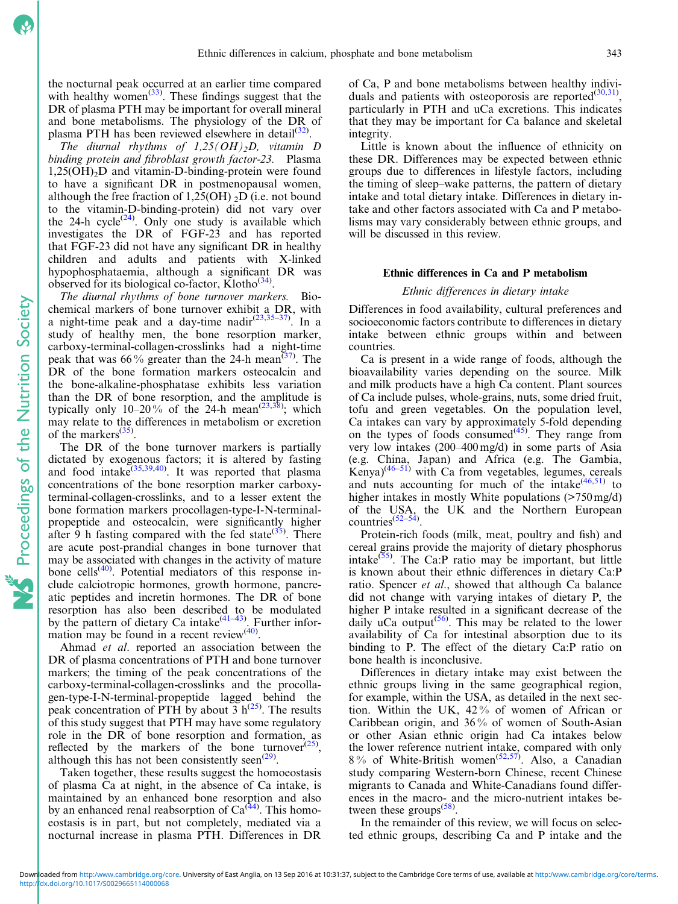the nocturnal peak occurred at an earlier time compared with healthy women[33]. These findings suggest that the DR of plasma PTH may be important for overall mineral and bone metabolisms. The physiology of the DR of plasma PTH has been reviewed elsewhere in detail[32].

*The diurnal rhythms of 1,25(OH)$_2$D, vitamin D binding protein and fibroblast growth factor-23.* Plasma 1,25(OH)$_2$D and vitamin-D-binding-protein were found to have a significant DR in postmenopausal women, although the free fraction of 1,25(OH)$_2$D (i.e. not bound to the vitamin-D-binding-protein) did not vary over the 24-h cycle[24]. Only one study is available which investigates the DR of FGF-23 and has reported that FGF-23 did not have any significant DR in healthy children and adults and patients with X-linked hypophosphataemia, although a significant DR was observed for its biological co-factor, Klotho[34].

*The diurnal rhythms of bone turnover markers.* Biochemical markers of bone turnover exhibit a DR, with a night-time peak and a day-time nadir[23,35–37]. In a study of healthy men, the bone resorption marker, carboxy-terminal-collagen-crosslinks had a night-time peak that was 66 % greater than the 24-h mean[37]. The DR of the bone formation markers osteocalcin and the bone-alkaline-phosphatase exhibits less variation than the DR of bone resorption, and the amplitude is typically only 10–20 % of the 24-h mean[23,38]; which may relate to the differences in metabolism or excretion of the markers[35].

The DR of the bone turnover markers is partially dictated by exogenous factors; it is altered by fasting and food intake[35,39,40]. It was reported that plasma concentrations of the bone resorption marker carboxy-terminal-collagen-crosslinks, and to a lesser extent the bone formation markers procollagen-type-I-N-terminal-propeptide and osteocalcin, were significantly higher after 9 h fasting compared with the fed state[35]. There are acute post-prandial changes in bone turnover that may be associated with changes in the activity of mature bone cells[40]. Potential mediators of this response include calciotropic hormones, growth hormone, pancreatic peptides and incretin hormones. The DR of bone resorption has also been described to be modulated by the pattern of dietary Ca intake[41–43]. Further information may be found in a recent review[40].

Ahmad *et al.* reported an association between the DR of plasma concentrations of PTH and bone turnover markers; the timing of the peak concentrations of the carboxy-terminal-collagen-crosslinks and the procollagen-type-I-N-terminal-propeptide lagged behind the peak concentration of PTH by about 3 h[25]. The results of this study suggest that PTH may have some regulatory role in the DR of bone resorption and formation, as reflected by the markers of the bone turnover[25], although this has not been consistently seen[29].

Taken together, these results suggest the homoeostasis of plasma Ca at night, in the absence of Ca intake, is maintained by an enhanced bone resorption and also by an enhanced renal reabsorption of Ca[44]. This homoeostasis is in part, but not completely, mediated via a nocturnal increase in plasma PTH. Differences in DR of Ca, P and bone metabolisms between healthy individuals and patients with osteoporosis are reported[30,31], particularly in PTH and uCa excretions. This indicates that they may be important for Ca balance and skeletal integrity.

Little is known about the influence of ethnicity on these DR. Differences may be expected between ethnic groups due to differences in lifestyle factors, including the timing of sleep–wake patterns, the pattern of dietary intake and total dietary intake. Differences in dietary intake and other factors associated with Ca and P metabolisms may vary considerably between ethnic groups, and will be discussed in this review.

## Ethnic differences in Ca and P metabolism

### *Ethnic differences in dietary intake*

Differences in food availability, cultural preferences and socioeconomic factors contribute to differences in dietary intake between ethnic groups within and between countries.

Ca is present in a wide range of foods, although the bioavailability varies depending on the source. Milk and milk products have a high Ca content. Plant sources of Ca include pulses, whole-grains, nuts, some dried fruit, tofu and green vegetables. On the population level, Ca intakes can vary by approximately 5-fold depending on the types of foods consumed[45]. They range from very low intakes (200–400 mg/d) in some parts of Asia (e.g. China, Japan) and Africa (e.g. The Gambia, Kenya)[46–51] with Ca from vegetables, legumes, cereals and nuts accounting for much of the intake[46,51] to higher intakes in mostly White populations (>750 mg/d) of the USA, the UK and the Northern European countries[52–54].

Protein-rich foods (milk, meat, poultry and fish) and cereal grains provide the majority of dietary phosphorus intake[55]. The Ca:P ratio may be important, but little is known about their ethnic differences in dietary Ca:P ratio. Spencer *et al.*, showed that although Ca balance did not change with varying intakes of dietary P, the higher P intake resulted in a significant decrease of the daily uCa output[56]. This may be related to the lower availability of Ca for intestinal absorption due to its binding to P. The effect of the dietary Ca:P ratio on bone health is inconclusive.

Differences in dietary intake may exist between the ethnic groups living in the same geographical region, for example, within the USA, as detailed in the next section. Within the UK, 42 % of women of African or Caribbean origin, and 36 % of women of South-Asian or other Asian ethnic origin had Ca intakes below the lower reference nutrient intake, compared with only 8 % of White-British women[52,57]. Also, a Canadian study comparing Western-born Chinese, recent Chinese migrants to Canada and White-Canadians found differences in the macro- and the micro-nutrient intakes between these groups[58].

In the remainder of this review, we will focus on selected ethnic groups, describing Ca and P intake and the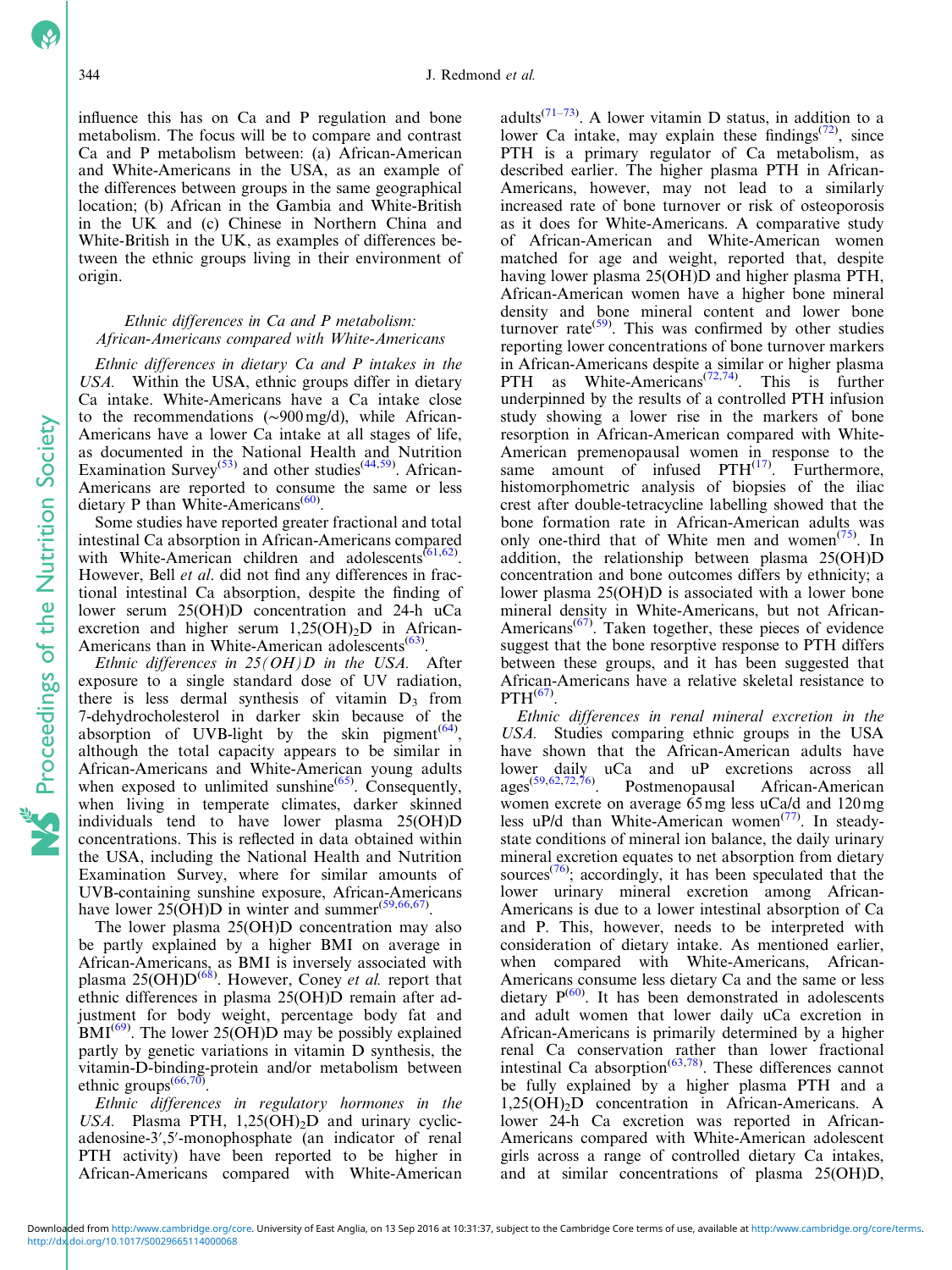influence this has on Ca and P regulation and bone metabolism. The focus will be to compare and contrast Ca and P metabolism between: (a) African-American and White-Americans in the USA, as an example of the differences between groups in the same geographical location; (b) African in the Gambia and White-British in the UK and (c) Chinese in Northern China and White-British in the UK, as examples of differences between the ethnic groups living in their environment of origin.

### *Ethnic differences in Ca and P metabolism: African-Americans compared with White-Americans*

*Ethnic differences in dietary Ca and P intakes in the USA.* Within the USA, ethnic groups differ in dietary Ca intake. White-Americans have a Ca intake close to the recommendations (~900 mg/d), while African-Americans have a lower Ca intake at all stages of life, as documented in the National Health and Nutrition Examination Survey[53] and other studies[44,59]. African-Americans are reported to consume the same or less dietary P than White-Americans[60].

Some studies have reported greater fractional and total intestinal Ca absorption in African-Americans compared with White-American children and adolescents[61,62]. However, Bell *et al.* did not find any differences in fractional intestinal Ca absorption, despite the finding of lower serum 25(OH)D concentration and 24-h uCa excretion and higher serum $1,25(OH)_2D$ in African-Americans than in White-American adolescents[63].

*Ethnic differences in 25(OH)D in the USA.* After exposure to a single standard dose of UV radiation, there is less dermal synthesis of vitamin $D_3$ from 7-dehydrocholesterol in darker skin because of the absorption of UVB-light by the skin pigment[64], although the total capacity appears to be similar in African-Americans and White-American young adults when exposed to unlimited sunshine[65]. Consequently, when living in temperate climates, darker skinned individuals tend to have lower plasma 25(OH)D concentrations. This is reflected in data obtained within the USA, including the National Health and Nutrition Examination Survey, where for similar amounts of UVB-containing sunshine exposure, African-Americans have lower 25(OH)D in winter and summer[59,66,67].

The lower plasma 25(OH)D concentration may also be partly explained by a higher BMI on average in African-Americans, as BMI is inversely associated with plasma 25(OH)D[68]. However, Coney *et al.* report that ethnic differences in plasma 25(OH)D remain after adjustment for body weight, percentage body fat and BMI[69]. The lower 25(OH)D may be possibly explained partly by genetic variations in vitamin D synthesis, the vitamin-D-binding-protein and/or metabolism between ethnic groups[66,70].

*Ethnic differences in regulatory hormones in the USA.* Plasma PTH, $1,25(OH)_2D$ and urinary cyclic-adenosine-3′,5′-monophosphate (an indicator of renal PTH activity) have been reported to be higher in African-Americans compared with White-American adults[71–73]. A lower vitamin D status, in addition to a lower Ca intake, may explain these findings[72], since PTH is a primary regulator of Ca metabolism, as described earlier. The higher plasma PTH in African-Americans, however, may not lead to a similarly increased rate of bone turnover or risk of osteoporosis as it does for White-Americans. A comparative study of African-American and White-American women matched for age and weight, reported that, despite having lower plasma 25(OH)D and higher plasma PTH, African-American women have a higher bone mineral density and bone mineral content and lower bone turnover rate[59]. This was confirmed by other studies reporting lower concentrations of bone turnover markers in African-Americans despite a similar or higher plasma PTH as White-Americans[72,74]. This is further underpinned by the results of a controlled PTH infusion study showing a lower rise in the markers of bone resorption in African-American compared with White-American premenopausal women in response to the same amount of infused PTH[17]. Furthermore, histomorphometric analysis of biopsies of the iliac crest after double-tetracycline labelling showed that the bone formation rate in African-American adults was only one-third that of White men and women[75]. In addition, the relationship between plasma 25(OH)D concentration and bone outcomes differs by ethnicity; a lower plasma 25(OH)D is associated with a lower bone mineral density in White-Americans, but not African-Americans[67]. Taken together, these pieces of evidence suggest that the bone resorptive response to PTH differs between these groups, and it has been suggested that African-Americans have a relative skeletal resistance to PTH[67].

*Ethnic differences in renal mineral excretion in the USA.* Studies comparing ethnic groups in the USA have shown that the African-American adults have lower daily uCa and uP excretions across all ages[59,62,72,76]. Postmenopausal African-American women excrete on average 65 mg less uCa/d and 120 mg less uP/d than White-American women[77]. In steady-state conditions of mineral ion balance, the daily urinary mineral excretion equates to net absorption from dietary sources[76]; accordingly, it has been speculated that the lower urinary mineral excretion among African-Americans is due to a lower intestinal absorption of Ca and P. This, however, needs to be interpreted with consideration of dietary intake. As mentioned earlier, when compared with White-Americans, African-Americans consume less dietary Ca and the same or less dietary P[60]. It has been demonstrated in adolescents and adult women that lower daily uCa excretion in African-Americans is primarily determined by a higher renal Ca conservation rather than lower fractional intestinal Ca absorption[63,78]. These differences cannot be fully explained by a higher plasma PTH and a $1,25(OH)_2D$ concentration in African-Americans. A lower 24-h Ca excretion was reported in African-Americans compared with White-American adolescent girls across a range of controlled dietary Ca intakes, and at similar concentrations of plasma 25(OH)D,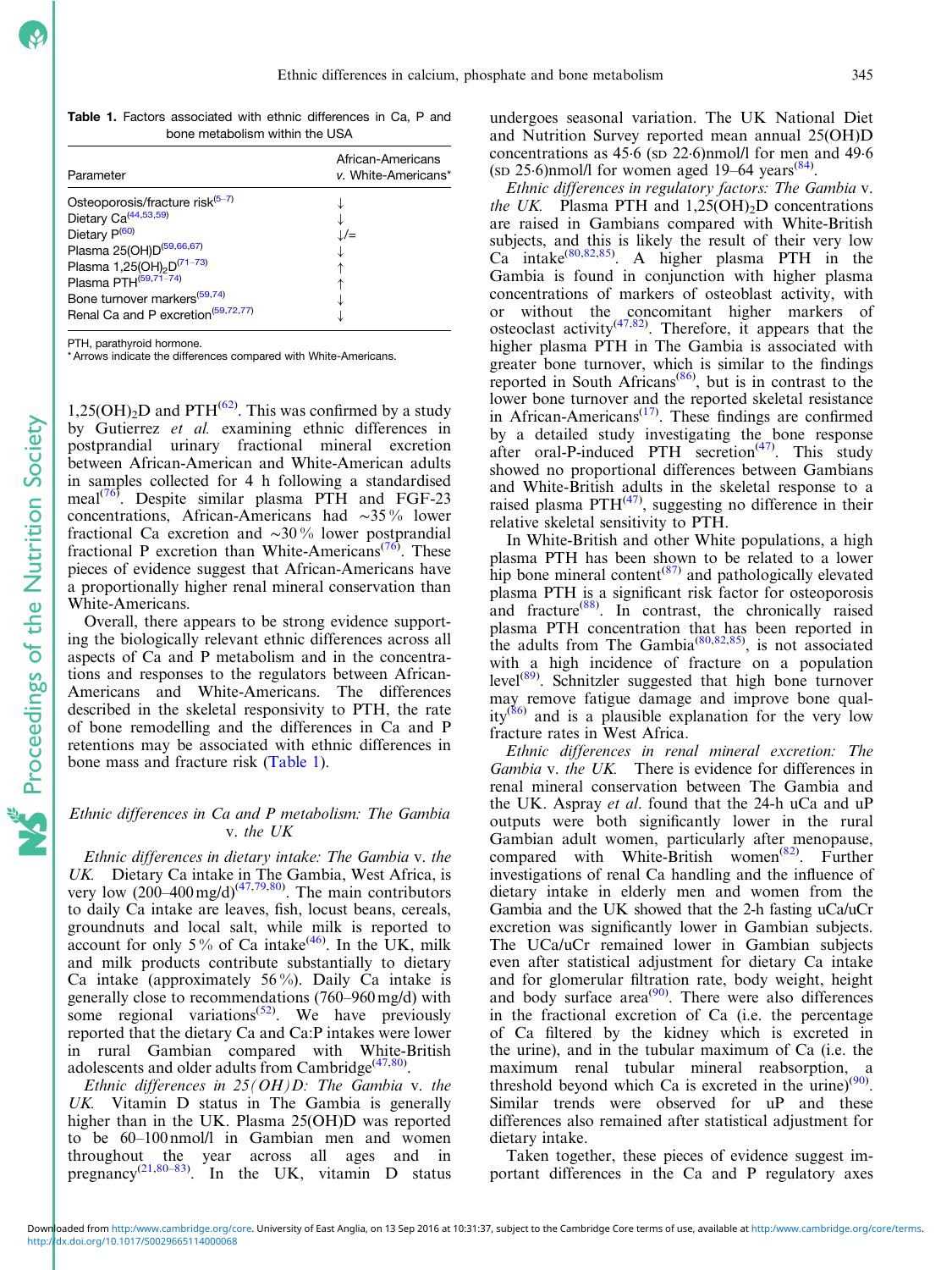**Table 1.** Factors associated with ethnic differences in Ca, P and bone metabolism within the USA

| Parameter | African-Americans *v.* White-Americans* |
|---|---|
| Osteoporosis/fracture risk[5–7] | ↓ |
| Dietary Ca[44,53,59] | ↓ |
| Dietary P[60] | ↓/= |
| Plasma 25(OH)D[59,66,67] | ↓ |
| Plasma $1,25(OH)_2D$[71–73] | ↑ |
| Plasma PTH[59,71–74] | ↑ |
| Bone turnover markers[59,74] | ↓ |
| Renal Ca and P excretion[59,72,77] | ↓ |

PTH, parathyroid hormone.
\* Arrows indicate the differences compared with White-Americans.

$1,25(OH)_2D$ and PTH[62]. This was confirmed by a study by Gutierrez *et al.* examining ethnic differences in postprandial urinary fractional mineral excretion between African-American and White-American adults in samples collected for 4 h following a standardised meal[76]. Despite similar plasma PTH and FGF-23 concentrations, African-Americans had ~35 % lower fractional Ca excretion and ~30 % lower postprandial fractional P excretion than White-Americans[76]. These pieces of evidence suggest that African-Americans have a proportionally higher renal mineral conservation than White-Americans.

Overall, there appears to be strong evidence supporting the biologically relevant ethnic differences across all aspects of Ca and P metabolism and in the concentrations and responses to the regulators between African-Americans and White-Americans. The differences described in the skeletal responsivity to PTH, the rate of bone remodelling and the differences in Ca and P retentions may be associated with ethnic differences in bone mass and fracture risk (Table 1).

### *Ethnic differences in Ca and P metabolism: The Gambia* v. *the UK*

*Ethnic differences in dietary intake: The Gambia* v. *the UK.* Dietary Ca intake in The Gambia, West Africa, is very low (200–400 mg/d)[47,79,80]. The main contributors to daily Ca intake are leaves, fish, locust beans, cereals, groundnuts and local salt, while milk is reported to account for only 5 % of Ca intake[46]. In the UK, milk and milk products contribute substantially to dietary Ca intake (approximately 56 %). Daily Ca intake is generally close to recommendations (760–960 mg/d) with some regional variations[52]. We have previously reported that the dietary Ca and Ca:P intakes were lower in rural Gambian compared with White-British adolescents and older adults from Cambridge[47,80].

*Ethnic differences in 25(OH)D: The Gambia* v. *the UK.* Vitamin D status in The Gambia is generally higher than in the UK. Plasma 25(OH)D was reported to be 60–100 nmol/l in Gambian men and women throughout the year across all ages and in pregnancy[21,80–83]. In the UK, vitamin D status undergoes seasonal variation. The UK National Diet and Nutrition Survey reported mean annual 25(OH)D concentrations as 45·6 (SD 22·6) nmol/l for men and 49·6 (SD 25·6) nmol/l for women aged 19–64 years[84].

*Ethnic differences in regulatory factors: The Gambia* v. *the UK.* Plasma PTH and $1,25(OH)_2D$ concentrations are raised in Gambians compared with White-British subjects, and this is likely the result of their very low Ca intake[80,82,85]. A higher plasma PTH in the Gambia is found in conjunction with higher plasma concentrations of markers of osteoblast activity, with or without the concomitant higher markers of osteoclast activity[47,82]. Therefore, it appears that the higher plasma PTH in The Gambia is associated with greater bone turnover, which is similar to the findings reported in South Africans[86], but is in contrast to the lower bone turnover and the reported skeletal resistance in African-Americans[17]. These findings are confirmed by a detailed study investigating the bone response after oral-P-induced PTH secretion[47]. This study showed no proportional differences between Gambians and White-British adults in the skeletal response to a raised plasma PTH[47], suggesting no difference in their relative skeletal sensitivity to PTH.

In White-British and other White populations, a high plasma PTH has been shown to be related to a lower hip bone mineral content[87] and pathologically elevated plasma PTH is a significant risk factor for osteoporosis and fracture[88]. In contrast, the chronically raised plasma PTH concentration that has been reported in the adults from The Gambia[80,82,85], is not associated with a high incidence of fracture on a population level[89]. Schnitzler suggested that high bone turnover may remove fatigue damage and improve bone quality[86] and is a plausible explanation for the very low fracture rates in West Africa.

*Ethnic differences in renal mineral excretion: The Gambia* v. *the UK.* There is evidence for differences in renal mineral conservation between The Gambia and the UK. Aspray *et al.* found that the 24-h uCa and uP outputs were both significantly lower in the rural Gambian adult women, particularly after menopause, compared with White-British women[82]. Further investigations of renal Ca handling and the influence of dietary intake in elderly men and women from the Gambia and the UK showed that the 2-h fasting uCa/uCr excretion was significantly lower in Gambian subjects. The UCa/uCr remained lower in Gambian subjects even after statistical adjustment for dietary Ca intake and for glomerular filtration rate, body weight, height and body surface area[90]. There were also differences in the fractional excretion of Ca (i.e. the percentage of Ca filtered by the kidney which is excreted in the urine), and in the tubular maximum of Ca (i.e. the maximum renal tubular mineral reabsorption, a threshold beyond which Ca is excreted in the urine)[90]. Similar trends were observed for uP and these differences also remained after statistical adjustment for dietary intake.

Taken together, these pieces of evidence suggest important differences in the Ca and P regulatory axes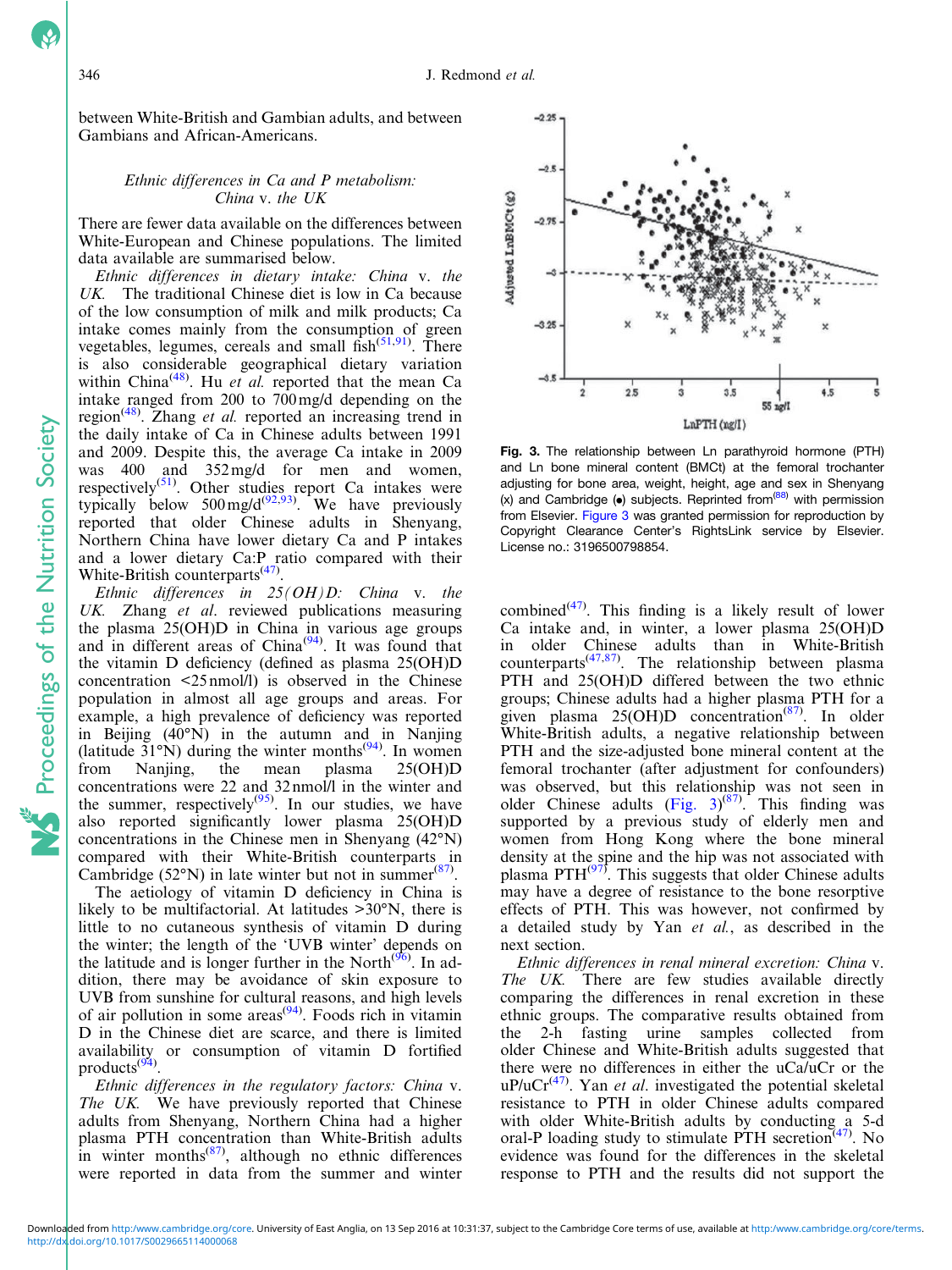between White-British and Gambian adults, and between Gambians and African-Americans.

### *Ethnic differences in Ca and P metabolism: China v. the UK*

There are fewer data available on the differences between White-European and Chinese populations. The limited data available are summarised below.

*Ethnic differences in dietary intake: China v. the UK.* The traditional Chinese diet is low in Ca because of the low consumption of milk and milk products; Ca intake comes mainly from the consumption of green vegetables, legumes, cereals and small fish[51,91]. There is also considerable geographical dietary variation within China[48]. Hu *et al.* reported that the mean Ca intake ranged from 200 to 700 mg/d depending on the region[48]. Zhang *et al.* reported an increasing trend in the daily intake of Ca in Chinese adults between 1991 and 2009. Despite this, the average Ca intake in 2009 was 400 and 352 mg/d for men and women, respectively[51]. Other studies report Ca intakes were typically below 500 mg/d[92,93]. We have previously reported that older Chinese adults in Shenyang, Northern China have lower dietary Ca and P intakes and a lower dietary Ca:P ratio compared with their White-British counterparts[47].

*Ethnic differences in 25(OH)D: China v. the UK.* Zhang *et al.* reviewed publications measuring the plasma 25(OH)D in China in various age groups and in different areas of China[94]. It was found that the vitamin D deficiency (defined as plasma 25(OH)D concentration <25 nmol/l) is observed in the Chinese population in almost all age groups and areas. For example, a high prevalence of deficiency was reported in Beijing (40°N) in the autumn and in Nanjing (latitude 31°N) during the winter months[94]. In women from Nanjing, the mean plasma 25(OH)D concentrations were 22 and 32 nmol/l in the winter and the summer, respectively[95]. In our studies, we have also reported significantly lower plasma 25(OH)D concentrations in the Chinese men in Shenyang (42°N) compared with their White-British counterparts in Cambridge (52°N) in late winter but not in summer[87].

The aetiology of vitamin D deficiency in China is likely to be multifactorial. At latitudes >30°N, there is little to no cutaneous synthesis of vitamin D during the winter; the length of the 'UVB winter' depends on the latitude and is longer further in the North[96]. In addition, there may be avoidance of skin exposure to UVB from sunshine for cultural reasons, and high levels of air pollution in some areas[94]. Foods rich in vitamin D in the Chinese diet are scarce, and there is limited availability or consumption of vitamin D fortified products[94].

*Ethnic differences in the regulatory factors: China v. The UK.* We have previously reported that Chinese adults from Shenyang, Northern China had a higher plasma PTH concentration than White-British adults in winter months[87], although no ethnic differences were reported in data from the summer and winter combined[47]. This finding is a likely result of lower Ca intake and, in winter, a lower plasma 25(OH)D in older Chinese adults than in White-British counterparts[47,87]. The relationship between plasma PTH and 25(OH)D differed between the two ethnic groups; Chinese adults had a higher plasma PTH for a given plasma 25(OH)D concentration[87]. In older White-British adults, a negative relationship between PTH and the size-adjusted bone mineral content at the femoral trochanter (after adjustment for confounders) was observed, but this relationship was not seen in older Chinese adults (Fig. 3)[87]. This finding was supported by a previous study of elderly men and women from Hong Kong where the bone mineral density at the spine and the hip was not associated with plasma PTH[97]. This suggests that older Chinese adults may have a degree of resistance to the bone resorptive effects of PTH. This was however, not confirmed by a detailed study by Yan *et al.*, as described in the next section.

Fig. 3. The relationship between Ln parathyroid hormone (PTH) and Ln bone mineral content (BMCt) at the femoral trochanter adjusting for bone area, weight, height, age and sex in Shenyang (x) and Cambridge (•) subjects. Reprinted from[88] with permission from Elsevier. Figure 3 was granted permission for reproduction by Copyright Clearance Center's RightsLink service by Elsevier. License no.: 3196500798854.

*Ethnic differences in renal mineral excretion: China v. The UK.* There are few studies available directly comparing the differences in renal excretion in these ethnic groups. The comparative results obtained from the 2-h fasting urine samples collected from older Chinese and White-British adults suggested that there were no differences in either the uCa/uCr or the uP/uCr[47]. Yan *et al.* investigated the potential skeletal resistance to PTH in older Chinese adults compared with older White-British adults by conducting a 5-d oral-P loading study to stimulate PTH secretion[47]. No evidence was found for the differences in the skeletal response to PTH and the results did not support the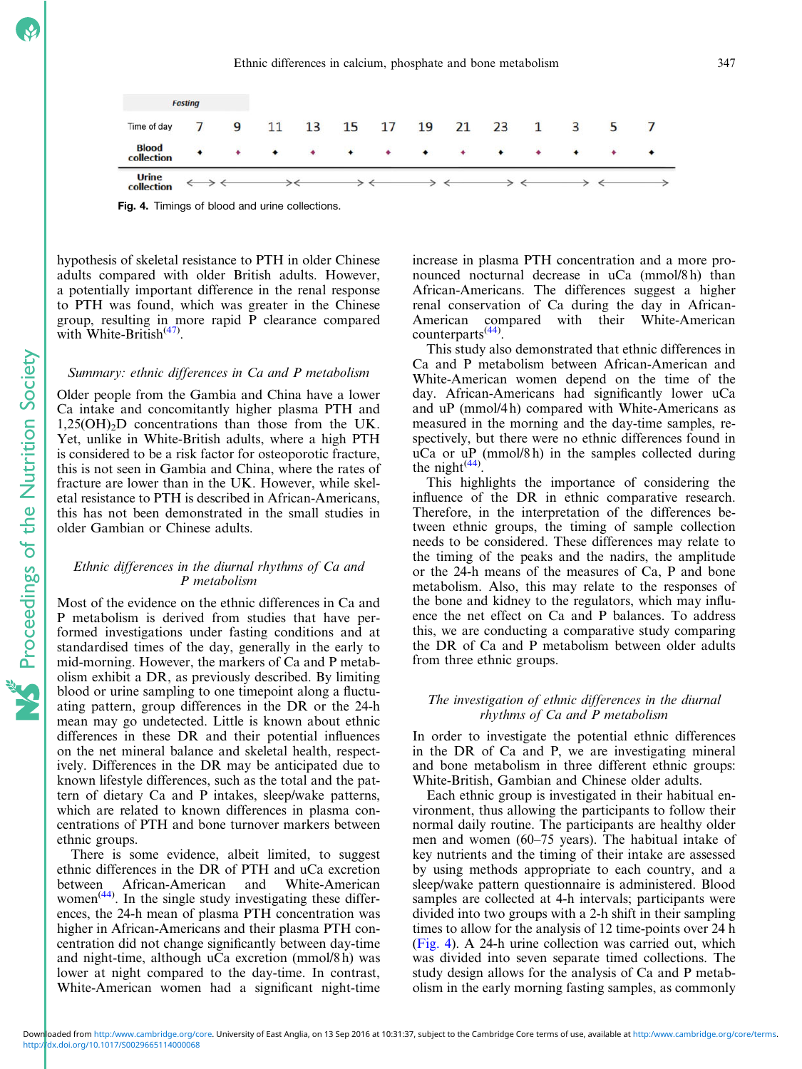Fasting

Time of day 7 9 11 13 15 17 19 21 23 1 3 5 7

Blood collection

Urine collection

Fig. 4. Timings of blood and urine collections.

hypothesis of skeletal resistance to PTH in older Chinese adults compared with older British adults. However, a potentially important difference in the renal response to PTH was found, which was greater in the Chinese group, resulting in more rapid P clearance compared with White-British[47].

### *Summary: ethnic differences in Ca and P metabolism*

Older people from the Gambia and China have a lower Ca intake and concomitantly higher plasma PTH and $1,25(OH)_2D$ concentrations than those from the UK. Yet, unlike in White-British adults, where a high PTH is considered to be a risk factor for osteoporotic fracture, this is not seen in Gambia and China, where the rates of fracture are lower than in the UK. However, while skeletal resistance to PTH is described in African-Americans, this has not been demonstrated in the small studies in older Gambian or Chinese adults.

### *Ethnic differences in the diurnal rhythms of Ca and P metabolism*

Most of the evidence on the ethnic differences in Ca and P metabolism is derived from studies that have performed investigations under fasting conditions and at standardised times of the day, generally in the early to mid-morning. However, the markers of Ca and P metabolism exhibit a DR, as previously described. By limiting blood or urine sampling to one timepoint along a fluctuating pattern, group differences in the DR or the 24-h mean may go undetected. Little is known about ethnic differences in these DR and their potential influences on the net mineral balance and skeletal health, respectively. Differences in the DR may be anticipated due to known lifestyle differences, such as the total and the pattern of dietary Ca and P intakes, sleep/wake patterns, which are related to known differences in plasma concentrations of PTH and bone turnover markers between ethnic groups.

There is some evidence, albeit limited, to suggest ethnic differences in the DR of PTH and uCa excretion between African-American and White-American women[44]. In the single study investigating these differences, the 24-h mean of plasma PTH concentration was higher in African-Americans and their plasma PTH concentration did not change significantly between day-time and night-time, although uCa excretion (mmol/8 h) was lower at night compared to the day-time. In contrast, White-American women had a significant night-time increase in plasma PTH concentration and a more pronounced nocturnal decrease in uCa (mmol/8 h) than African-Americans. The differences suggest a higher renal conservation of Ca during the day in African-American compared with their White-American counterparts[44].

This study also demonstrated that ethnic differences in Ca and P metabolism between African-American and White-American women depend on the time of the day. African-Americans had significantly lower uCa and uP (mmol/4 h) compared with White-Americans as measured in the morning and the day-time samples, respectively, but there were no ethnic differences found in uCa or uP (mmol/8 h) in the samples collected during the night[44].

This highlights the importance of considering the influence of the DR in ethnic comparative research. Therefore, in the interpretation of the differences between ethnic groups, the timing of sample collection needs to be considered. These differences may relate to the timing of the peaks and the nadirs, the amplitude or the 24-h means of the measures of Ca, P and bone metabolism. Also, this may relate to the responses of the bone and kidney to the regulators, which may influence the net effect on Ca and P balances. To address this, we are conducting a comparative study comparing the DR of Ca and P metabolism between older adults from three ethnic groups.

### *The investigation of ethnic differences in the diurnal rhythms of Ca and P metabolism*

In order to investigate the potential ethnic differences in the DR of Ca and P, we are investigating mineral and bone metabolism in three different ethnic groups: White-British, Gambian and Chinese older adults.

Each ethnic group is investigated in their habitual environment, thus allowing the participants to follow their normal daily routine. The participants are healthy older men and women (60–75 years). The habitual intake of key nutrients and the timing of their intake are assessed by using methods appropriate to each country, and a sleep/wake pattern questionnaire is administered. Blood samples are collected at 4-h intervals; participants were divided into two groups with a 2-h shift in their sampling times to allow for the analysis of 12 time-points over 24 h (Fig. 4). A 24-h urine collection was carried out, which was divided into seven separate timed collections. The study design allows for the analysis of Ca and P metabolism in the early morning fasting samples, as commonly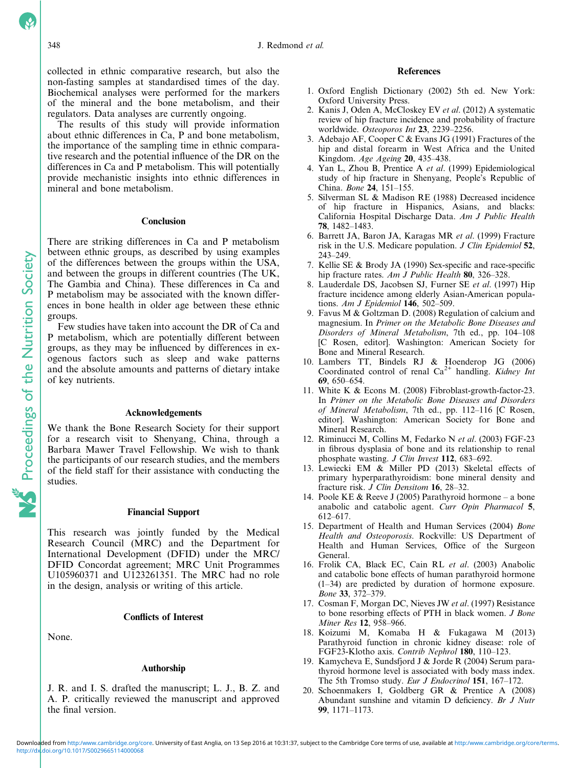collected in ethnic comparative research, but also the non-fasting samples at standardised times of the day. Biochemical analyses were performed for the markers of the mineral and the bone metabolism, and their regulators. Data analyses are currently ongoing.

The results of this study will provide information about ethnic differences in Ca, P and bone metabolism, the importance of the sampling time in ethnic comparative research and the potential influence of the DR on the differences in Ca and P metabolism. This will potentially provide mechanistic insights into ethnic differences in mineral and bone metabolism.

## Conclusion

There are striking differences in Ca and P metabolism between ethnic groups, as described by using examples of the differences between the groups within the USA, and between the groups in different countries (The UK, The Gambia and China). These differences in Ca and P metabolism may be associated with the known differences in bone health in older age between these ethnic groups.

Few studies have taken into account the DR of Ca and P metabolism, which are potentially different between groups, as they may be influenced by differences in exogenous factors such as sleep and wake patterns and the absolute amounts and patterns of dietary intake of key nutrients.

## Acknowledgements

We thank the Bone Research Society for their support for a research visit to Shenyang, China, through a Barbara Mawer Travel Fellowship. We wish to thank the participants of our research studies, and the members of the field staff for their assistance with conducting the studies.

## Financial Support

This research was jointly funded by the Medical Research Council (MRC) and the Department for International Development (DFID) under the MRC/DFID Concordat agreement; MRC Unit Programmes U105960371 and U123261351. The MRC had no role in the design, analysis or writing of this article.

## Conflicts of Interest

None.

## Authorship

J. R. and I. S. drafted the manuscript; L. J., B. Z. and A. P. critically reviewed the manuscript and approved the final version.

## References

1. Oxford English Dictionary (2002) 5th ed. New York: Oxford University Press.
2. Kanis J, Oden A, McCloskey EV *et al.* (2012) A systematic review of hip fracture incidence and probability of fracture worldwide. *Osteoporos Int* **23**, 2239–2256.
3. Adebajo AF, Cooper C & Evans JG (1991) Fractures of the hip and distal forearm in West Africa and the United Kingdom. *Age Ageing* **20**, 435–438.
4. Yan L, Zhou B, Prentice A *et al.* (1999) Epidemiological study of hip fracture in Shenyang, People's Republic of China. *Bone* **24**, 151–155.
5. Silverman SL & Madison RE (1988) Decreased incidence of hip fracture in Hispanics, Asians, and blacks: California Hospital Discharge Data. *Am J Public Health* **78**, 1482–1483.
6. Barrett JA, Baron JA, Karagas MR *et al.* (1999) Fracture risk in the U.S. Medicare population. *J Clin Epidemiol* **52**, 243–249.
7. Kellie SE & Brody JA (1990) Sex-specific and race-specific hip fracture rates. *Am J Public Health* **80**, 326–328.
8. Lauderdale DS, Jacobsen SJ, Furner SE *et al.* (1997) Hip fracture incidence among elderly Asian-American populations. *Am J Epidemiol* **146**, 502–509.
9. Favus M & Goltzman D. (2008) Regulation of calcium and magnesium. In *Primer on the Metabolic Bone Diseases and Disorders of Mineral Metabolism*, 7th ed., pp. 104–108 [C Rosen, editor]. Washington: American Society for Bone and Mineral Research.
10. Lambers TT, Bindels RJ & Hoenderop JG (2006) Coordinated control of renal $Ca^{2+}$ handling. *Kidney Int* **69**, 650–654.
11. White K & Econs M. (2008) Fibroblast-growth-factor-23. In *Primer on the Metabolic Bone Diseases and Disorders of Mineral Metabolism*, 7th ed., pp. 112–116 [C Rosen, editor]. Washington: American Society for Bone and Mineral Research.
12. Riminucci M, Collins M, Fedarko N *et al.* (2003) FGF-23 in fibrous dysplasia of bone and its relationship to renal phosphate wasting. *J Clin Invest* **112**, 683–692.
13. Lewiecki EM & Miller PD (2013) Skeletal effects of primary hyperparathyroidism: bone mineral density and fracture risk. *J Clin Densitom* **16**, 28–32.
14. Poole KE & Reeve J (2005) Parathyroid hormone – a bone anabolic and catabolic agent. *Curr Opin Pharmacol* **5**, 612–617.
15. Department of Health and Human Services (2004) *Bone Health and Osteoporosis*. Rockville: US Department of Health and Human Services, Office of the Surgeon General.
16. Frolik CA, Black EC, Cain RL *et al.* (2003) Anabolic and catabolic bone effects of human parathyroid hormone (1–34) are predicted by duration of hormone exposure. *Bone* **33**, 372–379.
17. Cosman F, Morgan DC, Nieves JW *et al.* (1997) Resistance to bone resorbing effects of PTH in black women. *J Bone Miner Res* **12**, 958–966.
18. Koizumi M, Komaba H & Fukagawa M (2013) Parathyroid function in chronic kidney disease: role of FGF23-Klotho axis. *Contrib Nephrol* **180**, 110–123.
19. Kamycheva E, Sundsfjord J & Jorde R (2004) Serum parathyroid hormone level is associated with body mass index. The 5th Tromso study. *Eur J Endocrinol* **151**, 167–172.
20. Schoenmakers I, Goldberg GR & Prentice A (2008) Abundant sunshine and vitamin D deficiency. *Br J Nutr* **99**, 1171–1173.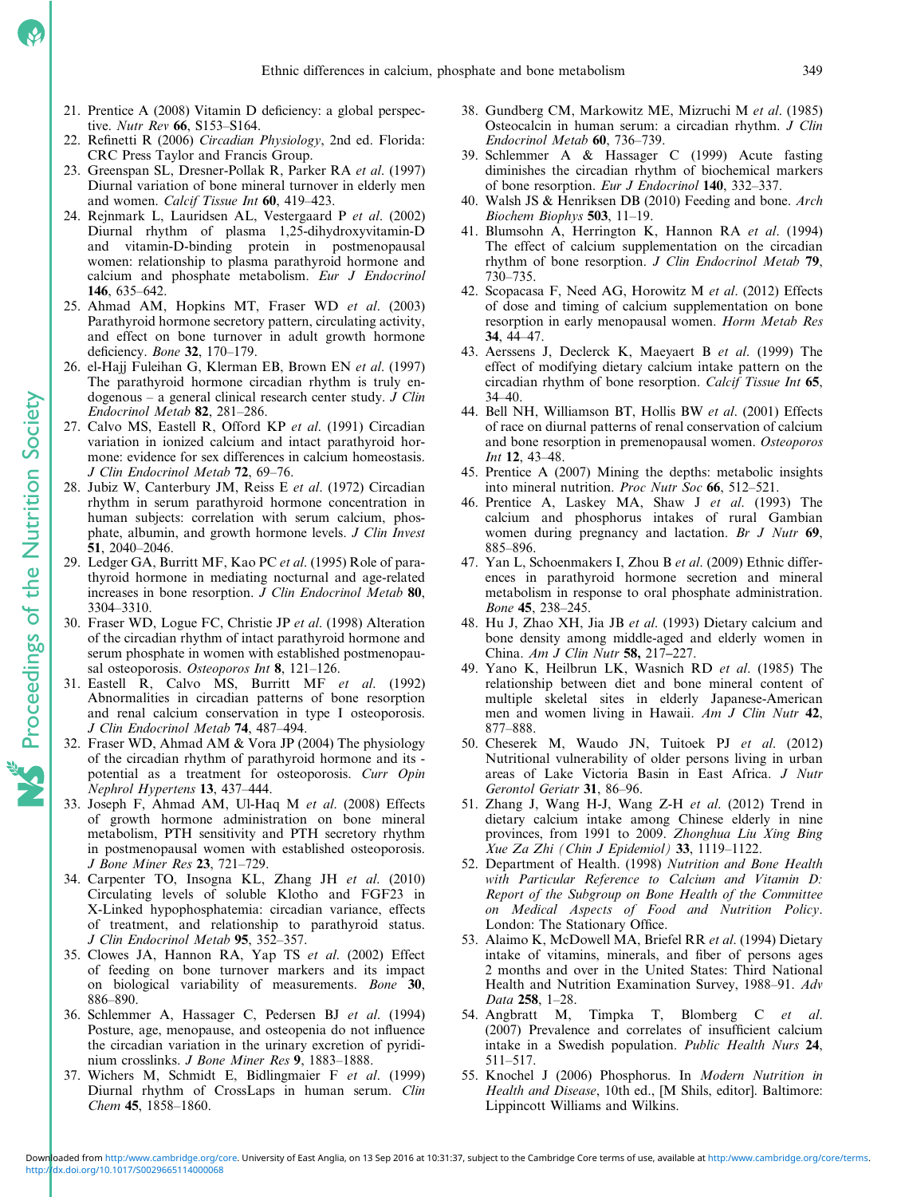21. Prentice A (2008) Vitamin D deficiency: a global perspective. *Nutr Rev* **66**, S153–S164.
22. Refinetti R (2006) *Circadian Physiology*, 2nd ed. Florida: CRC Press Taylor and Francis Group.
23. Greenspan SL, Dresner-Pollak R, Parker RA *et al.* (1997) Diurnal variation of bone mineral turnover in elderly men and women. *Calcif Tissue Int* **60**, 419–423.
24. Rejnmark L, Lauridsen AL, Vestergaard P *et al.* (2002) Diurnal rhythm of plasma 1,25-dihydroxyvitamin-D and vitamin-D-binding protein in postmenopausal women: relationship to plasma parathyroid hormone and calcium and phosphate metabolism. *Eur J Endocrinol* **146**, 635–642.
25. Ahmad AM, Hopkins MT, Fraser WD *et al.* (2003) Parathyroid hormone secretory pattern, circulating activity, and effect on bone turnover in adult growth hormone deficiency. *Bone* **32**, 170–179.
26. el-Hajj Fuleihan G, Klerman EB, Brown EN *et al.* (1997) The parathyroid hormone circadian rhythm is truly endogenous – a general clinical research center study. *J Clin Endocrinol Metab* **82**, 281–286.
27. Calvo MS, Eastell R, Offord KP *et al.* (1991) Circadian variation in ionized calcium and intact parathyroid hormone: evidence for sex differences in calcium homeostasis. *J Clin Endocrinol Metab* **72**, 69–76.
28. Jubiz W, Canterbury JM, Reiss E *et al.* (1972) Circadian rhythm in serum parathyroid hormone concentration in human subjects: correlation with serum calcium, phosphate, albumin, and growth hormone levels. *J Clin Invest* **51**, 2040–2046.
29. Ledger GA, Burritt MF, Kao PC *et al.* (1995) Role of parathyroid hormone in mediating nocturnal and age-related increases in bone resorption. *J Clin Endocrinol Metab* **80**, 3304–3310.
30. Fraser WD, Logue FC, Christie JP *et al.* (1998) Alteration of the circadian rhythm of intact parathyroid hormone and serum phosphate in women with established postmenopausal osteoporosis. *Osteoporos Int* **8**, 121–126.
31. Eastell R, Calvo MS, Burritt MF *et al.* (1992) Abnormalities in circadian patterns of bone resorption and renal calcium conservation in type I osteoporosis. *J Clin Endocrinol Metab* **74**, 487–494.
32. Fraser WD, Ahmad AM & Vora JP (2004) The physiology of the circadian rhythm of parathyroid hormone and its potential as a treatment for osteoporosis. *Curr Opin Nephrol Hypertens* **13**, 437–444.
33. Joseph F, Ahmad AM, Ul-Haq M *et al.* (2008) Effects of growth hormone administration on bone mineral metabolism, PTH sensitivity and PTH secretory rhythm in postmenopausal women with established osteoporosis. *J Bone Miner Res* **23**, 721–729.
34. Carpenter TO, Insogna KL, Zhang JH *et al.* (2010) Circulating levels of soluble Klotho and FGF23 in X-Linked hypophosphatemia: circadian variance, effects of treatment, and relationship to parathyroid status. *J Clin Endocrinol Metab* **95**, 352–357.
35. Clowes JA, Hannon RA, Yap TS *et al.* (2002) Effect of feeding on bone turnover markers and its impact on biological variability of measurements. *Bone* **30**, 886–890.
36. Schlemmer A, Hassager C, Pedersen BJ *et al.* (1994) Posture, age, menopause, and osteopenia do not influence the circadian variation in the urinary excretion of pyridinium crosslinks. *J Bone Miner Res* **9**, 1883–1888.
37. Wichers M, Schmidt E, Bidlingmaier F *et al.* (1999) Diurnal rhythm of CrossLaps in human serum. *Clin Chem* **45**, 1858–1860.
38. Gundberg CM, Markowitz ME, Mizruchi M *et al.* (1985) Osteocalcin in human serum: a circadian rhythm. *J Clin Endocrinol Metab* **60**, 736–739.
39. Schlemmer A & Hassager C (1999) Acute fasting diminishes the circadian rhythm of biochemical markers of bone resorption. *Eur J Endocrinol* **140**, 332–337.
40. Walsh JS & Henriksen DB (2010) Feeding and bone. *Arch Biochem Biophys* **503**, 11–19.
41. Blumsohn A, Herrington K, Hannon RA *et al.* (1994) The effect of calcium supplementation on the circadian rhythm of bone resorption. *J Clin Endocrinol Metab* **79**, 730–735.
42. Scopacasa F, Need AG, Horowitz M *et al.* (2012) Effects of dose and timing of calcium supplementation on bone resorption in early menopausal women. *Horm Metab Res* **34**, 44–47.
43. Aerssens J, Declerck K, Maeyaert B *et al.* (1999) The effect of modifying dietary calcium intake pattern on the circadian rhythm of bone resorption. *Calcif Tissue Int* **65**, 34–40.
44. Bell NH, Williamson BT, Hollis BW *et al.* (2001) Effects of race on diurnal patterns of renal conservation of calcium and bone resorption in premenopausal women. *Osteoporos Int* **12**, 43–48.
45. Prentice A (2007) Mining the depths: metabolic insights into mineral nutrition. *Proc Nutr Soc* **66**, 512–521.
46. Prentice A, Laskey MA, Shaw J *et al.* (1993) The calcium and phosphorus intakes of rural Gambian women during pregnancy and lactation. *Br J Nutr* **69**, 885–896.
47. Yan L, Schoenmakers I, Zhou B *et al.* (2009) Ethnic differences in parathyroid hormone secretion and mineral metabolism in response to oral phosphate administration. *Bone* **45**, 238–245.
48. Hu J, Zhao XH, Jia JB *et al.* (1993) Dietary calcium and bone density among middle-aged and elderly women in China. *Am J Clin Nutr* **58,** 217–227.
49. Yano K, Heilbrun LK, Wasnich RD *et al.* (1985) The relationship between diet and bone mineral content of multiple skeletal sites in elderly Japanese-American men and women living in Hawaii. *Am J Clin Nutr* **42**, 877–888.
50. Cheserek M, Waudo JN, Tuitoek PJ *et al.* (2012) Nutritional vulnerability of older persons living in urban areas of Lake Victoria Basin in East Africa. *J Nutr Gerontol Geriatr* **31**, 86–96.
51. Zhang J, Wang H-J, Wang Z-H *et al.* (2012) Trend in dietary calcium intake among Chinese elderly in nine provinces, from 1991 to 2009. *Zhonghua Liu Xing Bing Xue Za Zhi (Chin J Epidemiol)* **33**, 1119–1122.
52. Department of Health. (1998) *Nutrition and Bone Health with Particular Reference to Calcium and Vitamin D: Report of the Subgroup on Bone Health of the Committee on Medical Aspects of Food and Nutrition Policy*. London: The Stationary Office.
53. Alaimo K, McDowell MA, Briefel RR *et al.* (1994) Dietary intake of vitamins, minerals, and fiber of persons ages 2 months and over in the United States: Third National Health and Nutrition Examination Survey, 1988–91. *Adv Data* **258**, 1–28.
54. Angbratt M, Timpka T, Blomberg C *et al.* (2007) Prevalence and correlates of insufficient calcium intake in a Swedish population. *Public Health Nurs* **24**, 511–517.
55. Knochel J (2006) Phosphorus. In *Modern Nutrition in Health and Disease*, 10th ed., [M Shils, editor]. Baltimore: Lippincott Williams and Wilkins.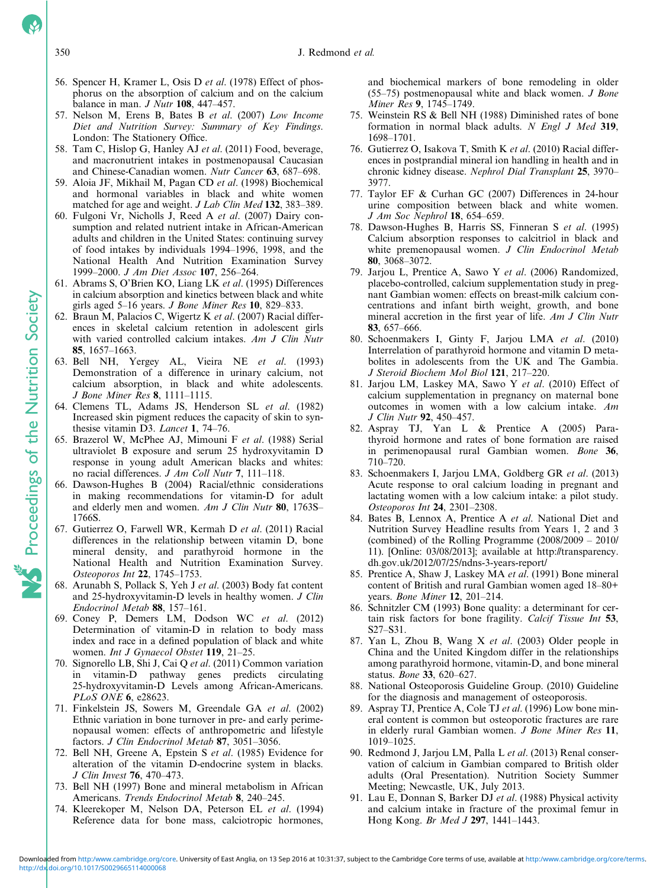56. Spencer H, Kramer L, Osis D *et al.* (1978) Effect of phosphorus on the absorption of calcium and on the calcium balance in man. *J Nutr* **108**, 447–457.
57. Nelson M, Erens B, Bates B *et al.* (2007) *Low Income Diet and Nutrition Survey: Summary of Key Findings*. London: The Stationery Office.
58. Tam C, Hislop G, Hanley AJ *et al.* (2011) Food, beverage, and macronutrient intakes in postmenopausal Caucasian and Chinese-Canadian women. *Nutr Cancer* **63**, 687–698.
59. Aloia JF, Mikhail M, Pagan CD *et al.* (1998) Biochemical and hormonal variables in black and white women matched for age and weight. *J Lab Clin Med* **132**, 383–389.
60. Fulgoni Vr, Nicholls J, Reed A *et al.* (2007) Dairy consumption and related nutrient intake in African-American adults and children in the United States: continuing survey of food intakes by individuals 1994–1996, 1998, and the National Health And Nutrition Examination Survey 1999–2000. *J Am Diet Assoc* **107**, 256–264.
61. Abrams S, O'Brien KO, Liang LK *et al.* (1995) Differences in calcium absorption and kinetics between black and white girls aged 5–16 years. *J Bone Miner Res* **10**, 829–833.
62. Braun M, Palacios C, Wigertz K *et al.* (2007) Racial differences in skeletal calcium retention in adolescent girls with varied controlled calcium intakes. *Am J Clin Nutr* **85**, 1657–1663.
63. Bell NH, Yergey AL, Vieira NE *et al.* (1993) Demonstration of a difference in urinary calcium, not calcium absorption, in black and white adolescents. *J Bone Miner Res* **8**, 1111–1115.
64. Clemens TL, Adams JS, Henderson SL *et al.* (1982) Increased skin pigment reduces the capacity of skin to synthesise vitamin D3. *Lancet* **1**, 74–76.
65. Brazerol W, McPhee AJ, Mimouni F *et al.* (1988) Serial ultraviolet B exposure and serum 25 hydroxyvitamin D response in young adult American blacks and whites: no racial differences. *J Am Coll Nutr* **7**, 111–118.
66. Dawson-Hughes B (2004) Racial/ethnic considerations in making recommendations for vitamin-D for adult and elderly men and women. *Am J Clin Nutr* **80**, 1763S–1766S.
67. Gutierrez O, Farwell WR, Kermah D *et al.* (2011) Racial differences in the relationship between vitamin D, bone mineral density, and parathyroid hormone in the National Health and Nutrition Examination Survey. *Osteoporos Int* **22**, 1745–1753.
68. Arunabh S, Pollack S, Yeh J *et al.* (2003) Body fat content and 25-hydroxyvitamin-D levels in healthy women. *J Clin Endocrinol Metab* **88**, 157–161.
69. Coney P, Demers LM, Dodson WC *et al.* (2012) Determination of vitamin-D in relation to body mass index and race in a defined population of black and white women. *Int J Gynaecol Obstet* **119**, 21–25.
70. Signorello LB, Shi J, Cai Q *et al.* (2011) Common variation in vitamin-D pathway genes predicts circulating 25-hydroxyvitamin-D Levels among African-Americans. *PLoS ONE* **6**, e28623.
71. Finkelstein JS, Sowers M, Greendale GA *et al.* (2002) Ethnic variation in bone turnover in pre- and early perimenopausal women: effects of anthropometric and lifestyle factors. *J Clin Endocrinol Metab* **87**, 3051–3056.
72. Bell NH, Greene A, Epstein S *et al.* (1985) Evidence for alteration of the vitamin D-endocrine system in blacks. *J Clin Invest* **76**, 470–473.
73. Bell NH (1997) Bone and mineral metabolism in African Americans. *Trends Endocrinol Metab* **8**, 240–245.
74. Kleerekoper M, Nelson DA, Peterson EL *et al.* (1994) Reference data for bone mass, calciotropic hormones, and biochemical markers of bone remodeling in older (55–75) postmenopausal white and black women. *J Bone Miner Res* **9**, 1745–1749.
75. Weinstein RS & Bell NH (1988) Diminished rates of bone formation in normal black adults. *N Engl J Med* **319**, 1698–1701.
76. Gutierrez O, Isakova T, Smith K *et al.* (2010) Racial differences in postprandial mineral ion handling in health and in chronic kidney disease. *Nephrol Dial Transplant* **25**, 3970–3977.
77. Taylor EF & Curhan GC (2007) Differences in 24-hour urine composition between black and white women. *J Am Soc Nephrol* **18**, 654–659.
78. Dawson-Hughes B, Harris SS, Finneran S *et al.* (1995) Calcium absorption responses to calcitriol in black and white premenopausal women. *J Clin Endocrinol Metab* **80**, 3068–3072.
79. Jarjou L, Prentice A, Sawo Y *et al.* (2006) Randomized, placebo-controlled, calcium supplementation study in pregnant Gambian women: effects on breast-milk calcium concentrations and infant birth weight, growth, and bone mineral accretion in the first year of life. *Am J Clin Nutr* **83**, 657–666.
80. Schoenmakers I, Ginty F, Jarjou LMA *et al.* (2010) Interrelation of parathyroid hormone and vitamin D metabolites in adolescents from the UK and The Gambia. *J Steroid Biochem Mol Biol* **121**, 217–220.
81. Jarjou LM, Laskey MA, Sawo Y *et al.* (2010) Effect of calcium supplementation in pregnancy on maternal bone outcomes in women with a low calcium intake. *Am J Clin Nutr* **92**, 450–457.
82. Aspray TJ, Yan L & Prentice A (2005) Parathyroid hormone and rates of bone formation are raised in perimenopausal rural Gambian women. *Bone* **36**, 710–720.
83. Schoenmakers I, Jarjou LMA, Goldberg GR *et al.* (2013) Acute response to oral calcium loading in pregnant and lactating women with a low calcium intake: a pilot study. *Osteoporos Int* **24**, 2301–2308.
84. Bates B, Lennox A, Prentice A *et al.* National Diet and Nutrition Survey Headline results from Years 1, 2 and 3 (combined) of the Rolling Programme (2008/2009 – 2010/11). [Online: 03/08/2013]; available at http://transparency.dh.gov.uk/2012/07/25/ndns-3-years-report/
85. Prentice A, Shaw J, Laskey MA *et al.* (1991) Bone mineral content of British and rural Gambian women aged 18–80+ years. *Bone Miner* **12**, 201–214.
86. Schnitzler CM (1993) Bone quality: a determinant for certain risk factors for bone fragility. *Calcif Tissue Int* **53**, S27–S31.
87. Yan L, Zhou B, Wang X *et al.* (2003) Older people in China and the United Kingdom differ in the relationships among parathyroid hormone, vitamin-D, and bone mineral status. *Bone* **33**, 620–627.
88. National Osteoporosis Guideline Group. (2010) Guideline for the diagnosis and management of osteoporosis.
89. Aspray TJ, Prentice A, Cole TJ *et al.* (1996) Low bone mineral content is common but osteoporotic fractures are rare in elderly rural Gambian women. *J Bone Miner Res* **11**, 1019–1025.
90. Redmond J, Jarjou LM, Palla L *et al.* (2013) Renal conservation of calcium in Gambian compared to British older adults (Oral Presentation). Nutrition Society Summer Meeting; Newcastle, UK, July 2013.
91. Lau E, Donnan S, Barker DJ *et al.* (1988) Physical activity and calcium intake in fracture of the proximal femur in Hong Kong. *Br Med J* **297**, 1441–1443.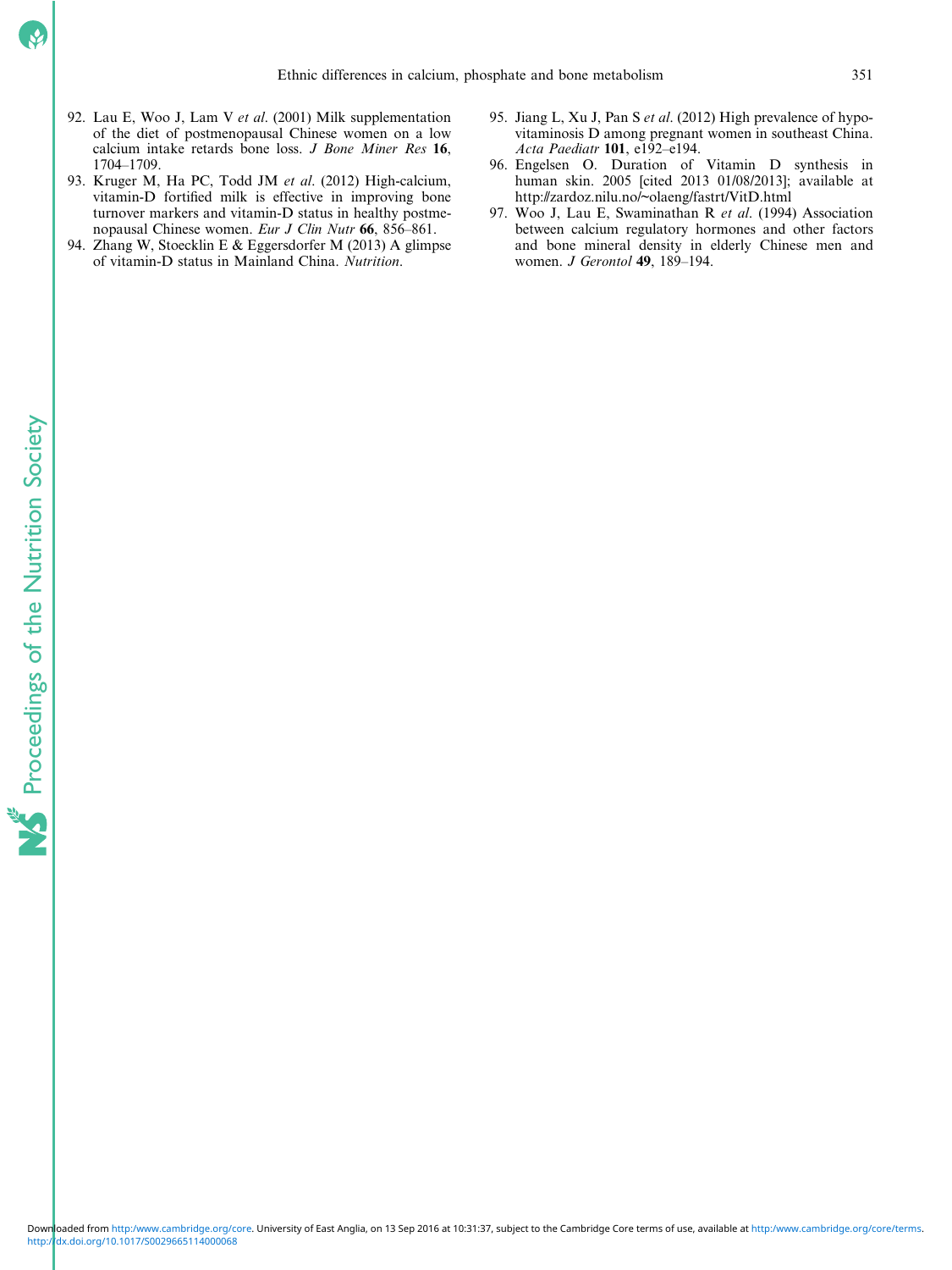92. Lau E, Woo J, Lam V *et al.* (2001) Milk supplementation of the diet of postmenopausal Chinese women on a low calcium intake retards bone loss. *J Bone Miner Res* **16**, 1704–1709.
93. Kruger M, Ha PC, Todd JM *et al.* (2012) High-calcium, vitamin-D fortified milk is effective in improving bone turnover markers and vitamin-D status in healthy postmenopausal Chinese women. *Eur J Clin Nutr* **66**, 856–861.
94. Zhang W, Stoecklin E & Eggersdorfer M (2013) A glimpse of vitamin-D status in Mainland China. *Nutrition*.
95. Jiang L, Xu J, Pan S *et al.* (2012) High prevalence of hypovitaminosis D among pregnant women in southeast China. *Acta Paediatr* **101**, e192–e194.
96. Engelsen O. Duration of Vitamin D synthesis in human skin. 2005 [cited 2013 01/08/2013]; available at http://zardoz.nilu.no/~olaeng/fastrt/VitD.html
97. Woo J, Lau E, Swaminathan R *et al.* (1994) Association between calcium regulatory hormones and other factors and bone mineral density in elderly Chinese men and women. *J Gerontol* **49**, 189–194.